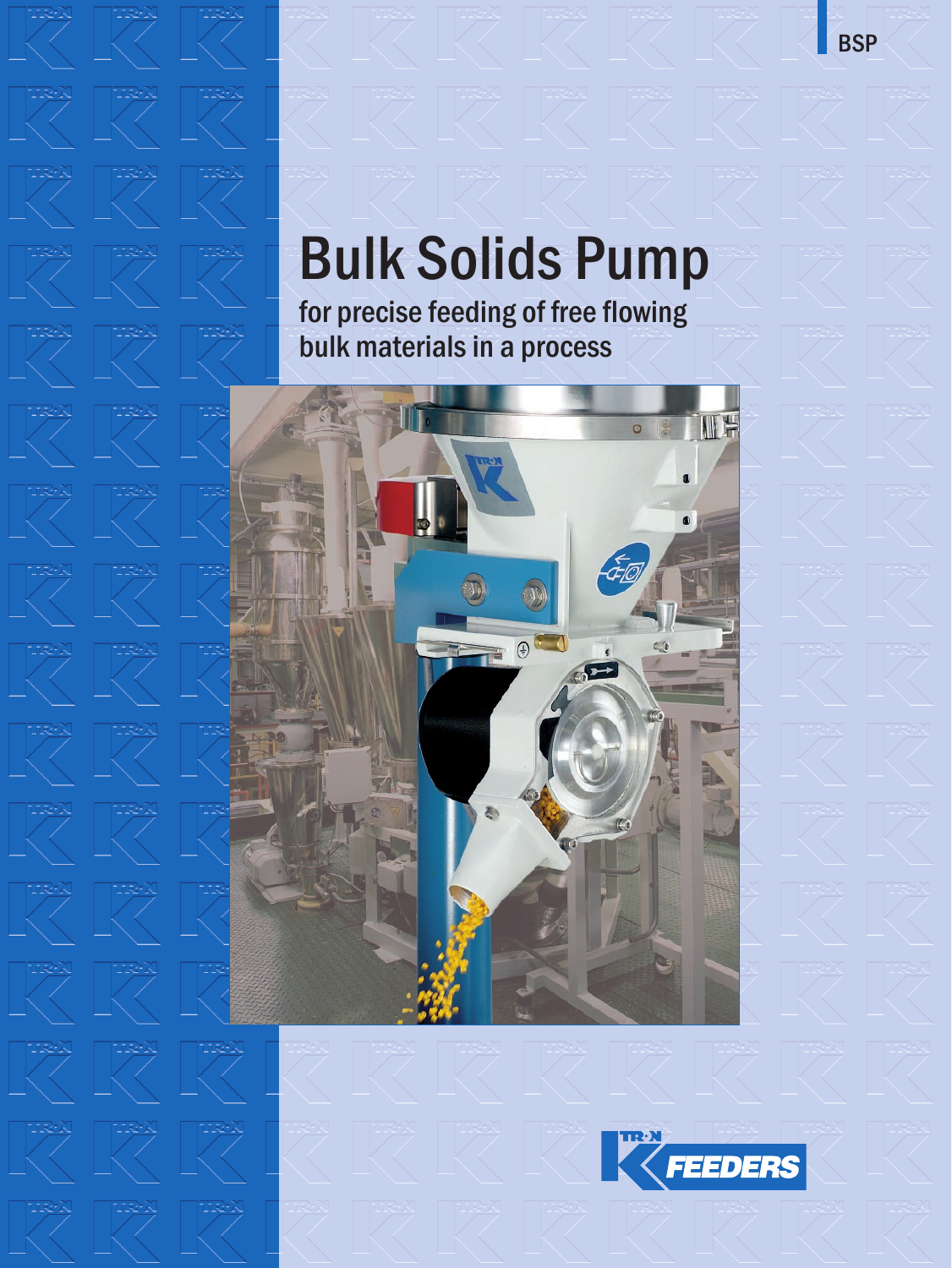BSP

# Bulk Solids Pump

for precise feeding of free flowing bulk materials in a process

K-TRON FEEDERS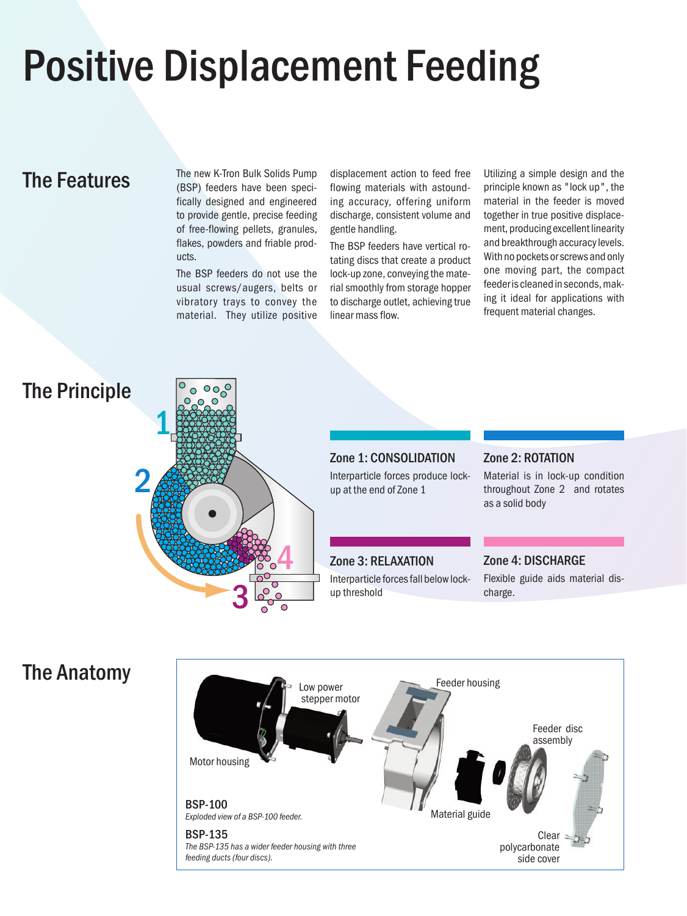# Positive Displacement Feeding

## The Features

The new K-Tron Bulk Solids Pump (BSP) feeders have been specifically designed and engineered to provide gentle, precise feeding of free-flowing pellets, granules, flakes, powders and friable products.

The BSP feeders do not use the usual screws/augers, belts or vibratory trays to convey the material. They utilize positive displacement action to feed free flowing materials with astounding accuracy, offering uniform discharge, consistent volume and gentle handling.

The BSP feeders have vertical rotating discs that create a product lock-up zone, conveying the material smoothly from storage hopper to discharge outlet, achieving true linear mass flow.

Utilizing a simple design and the principle known as "lock up", the material in the feeder is moved together in true positive displacement, producing excellent linearity and breakthrough accuracy levels. With no pockets or screws and only one moving part, the compact feeder is cleaned in seconds, making it ideal for applications with frequent material changes.

## The Principle

1

2

3

4

### Zone 1: CONSOLIDATION

Interparticle forces produce lock-up at the end of Zone 1

### Zone 2: ROTATION

Material is in lock-up condition throughout Zone 2 and rotates as a solid body

### Zone 3: RELAXATION

Interparticle forces fall below lock-up threshold

### Zone 4: DISCHARGE

Flexible guide aids material discharge.

## The Anatomy

Low power stepper motor

Motor housing

Feeder housing

Feeder disc assembly

Material guide

Clear polycarbonate side cover

**BSP-100**

*Exploded view of a BSP-100 feeder.*

**BSP-135**

*The BSP-135 has a wider feeder housing with three feeding ducts (four discs).*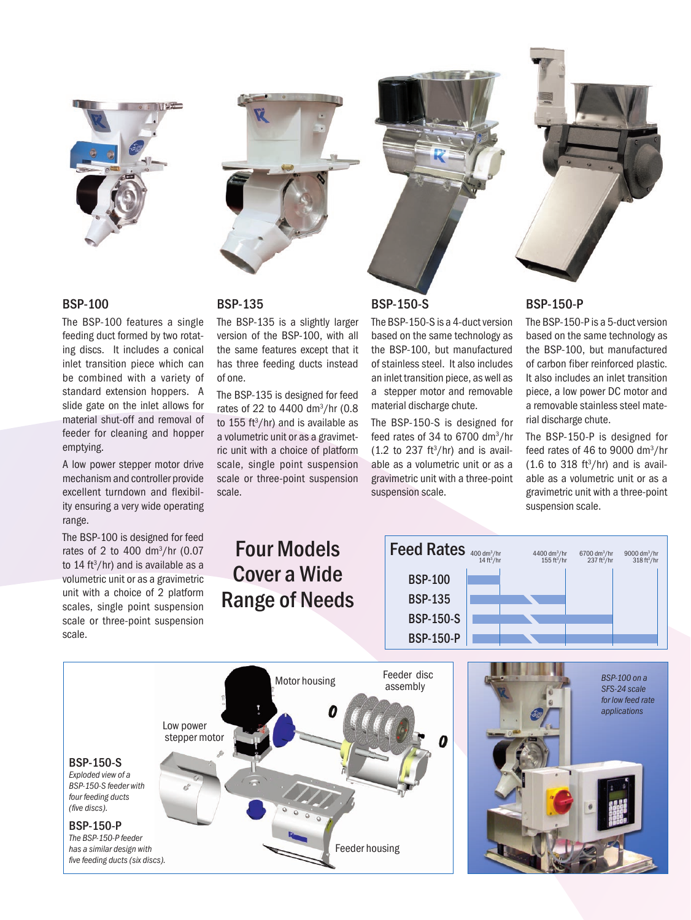## BSP-100

The BSP-100 features a single feeding duct formed by two rotating discs. It includes a conical inlet transition piece which can be combined with a variety of standard extension hoppers. A slide gate on the inlet allows for material shut-off and removal of feeder for cleaning and hopper emptying.

A low power stepper motor drive mechanism and controller provide excellent turndown and flexibility ensuring a very wide operating range.

The BSP-100 is designed for feed rates of 2 to 400 $dm^3$/hr (0.07 to 14 $ft^3$/hr) and is available as a volumetric unit or as a gravimetric unit with a choice of 2 platform scales, single point suspension scale or three-point suspension scale.

## BSP-135

The BSP-135 is a slightly larger version of the BSP-100, with all the same features except that it has three feeding ducts instead of one.

The BSP-135 is designed for feed rates of 22 to 4400 $dm^3$/hr (0.8 to 155 $ft^3$/hr) and is available as a volumetric unit or as a gravimetric unit with a choice of platform scale, single point suspension scale or three-point suspension scale.

## BSP-150-S

The BSP-150-S is a 4-duct version based on the same technology as the BSP-100, but manufactured of stainless steel. It also includes an inlet transition piece, as well as a stepper motor and removable material discharge chute.

The BSP-150-S is designed for feed rates of 34 to 6700 $dm^3$/hr (1.2 to 237 $ft^3$/hr) and is available as a volumetric unit or as a gravimetric unit with a three-point suspension scale.

## BSP-150-P

The BSP-150-P is a 5-duct version based on the same technology as the BSP-100, but manufactured of carbon fiber reinforced plastic. It also includes an inlet transition piece, a low power DC motor and a removable stainless steel material discharge chute.

The BSP-150-P is designed for feed rates of 46 to 9000 $dm^3$/hr (1.6 to 318 $ft^3$/hr) and is available as a volumetric unit or as a gravimetric unit with a three-point suspension scale.

# Four Models Cover a Wide Range of Needs

**Feed Rates**

| Model | 400 $dm^3$/hr (14 $ft^3$/hr) | 4400 $dm^3$/hr (155 $ft^3$/hr) | 6700 $dm^3$/hr (237 $ft^3$/hr) | 9000 $dm^3$/hr (318 $ft^3$/hr) |
|---|---|---|---|---|
| BSP-100 | | | | |
| BSP-135 | | | | |
| BSP-150-S | | | | |
| BSP-150-P | | | | |

Motor housing

Feeder disc assembly

Low power stepper motor

Feeder housing

**BSP-150-S**
*Exploded view of a BSP-150-S feeder with four feeding ducts (five discs).*

**BSP-150-P**
*The BSP-150-P feeder has a similar design with five feeding ducts (six discs).*

*BSP-100 on a SFS-24 scale for low feed rate applications*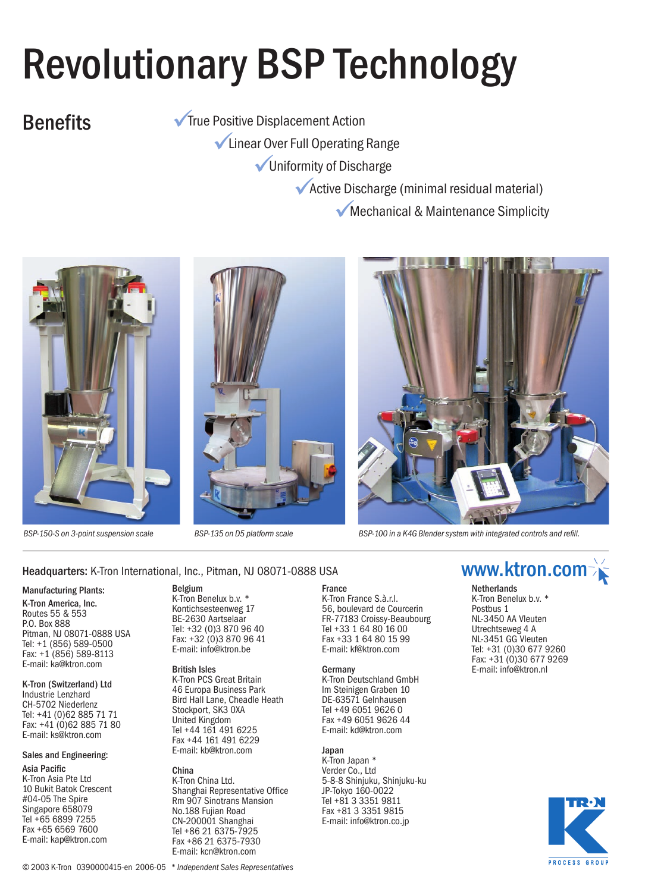# Revolutionary BSP Technology

## Benefits

- ✓True Positive Displacement Action
- ✓Linear Over Full Operating Range
- ✓Uniformity of Discharge
- ✓Active Discharge (minimal residual material)
- ✓Mechanical & Maintenance Simplicity

*BSP-150-S on 3-point suspension scale*

*BSP-135 on D5 platform scale*

*BSP-100 in a K4G Blender system with integrated controls and refill.*

**Headquarters:** K-Tron International, Inc., Pitman, NJ 08071-0888 USA

www.ktron.com

**Manufacturing Plants:**

**K-Tron America, Inc.**
Routes 55 & 553
P.O. Box 888
Pitman, NJ 08071-0888 USA
Tel: +1 (856) 589-0500
Fax: +1 (856) 589-8113
E-mail: ka@ktron.com

**K-Tron (Switzerland) Ltd**
Industrie Lenzhard
CH-5702 Niederlenz
Tel: +41 (0)62 885 71 71
Fax: +41 (0)62 885 71 80
E-mail: ks@ktron.com

**Sales and Engineering:**

**Asia Pacific**
K-Tron Asia Pte Ltd
10 Bukit Batok Crescent
#04-05 The Spire
Singapore 658079
Tel +65 6899 7255
Fax +65 6569 7600
E-mail: kap@ktron.com

**Belgium**
K-Tron Benelux b.v. *
Kontichsesteenweg 17
BE-2630 Aartselaar
Tel: +32 (0)3 870 96 40
Fax: +32 (0)3 870 96 41
E-mail: info@ktron.be

**British Isles**
K-Tron PCS Great Britain
46 Europa Business Park
Bird Hall Lane, Cheadle Heath
Stockport, SK3 0XA
United Kingdom
Tel +44 161 491 6225
Fax +44 161 491 6229
E-mail: kb@ktron.com

**China**
K-Tron China Ltd.
Shanghai Representative Office
Rm 907 Sinotrans Mansion
No.188 Fujian Road
CN-200001 Shanghai
Tel +86 21 6375-7925
Fax +86 21 6375-7930
E-mail: kcn@ktron.com

**France**
K-Tron France S.à.r.l.
56, boulevard de Courcerin
FR-77183 Croissy-Beaubourg
Tel +33 1 64 80 16 00
Fax +33 1 64 80 15 99
E-mail: kf@ktron.com

**Germany**
K-Tron Deutschland GmbH
Im Steinigen Graben 10
DE-63571 Gelnhausen
Tel +49 6051 9626 0
Fax +49 6051 9626 44
E-mail: kd@ktron.com

**Japan**
K-Tron Japan *
Verder Co., Ltd
5-8-8 Shinjuku, Shinjuku-ku
JP-Tokyo 160-0022
Tel +81 3 3351 9811
Fax +81 3 3351 9815
E-mail: info@ktron.co.jp

**Netherlands**
K-Tron Benelux b.v. *
Postbus 1
NL-3450 AA Vleuten
Utrechtseweg 4 A
NL-3451 GG Vleuten
Tel: +31 (0)30 677 9260
Fax: +31 (0)30 677 9269
E-mail: info@ktron.nl

K-TRON PROCESS GROUP

© 2003 K-Tron 0390000415-en 2006-05 * *Independent Sales Representatives*